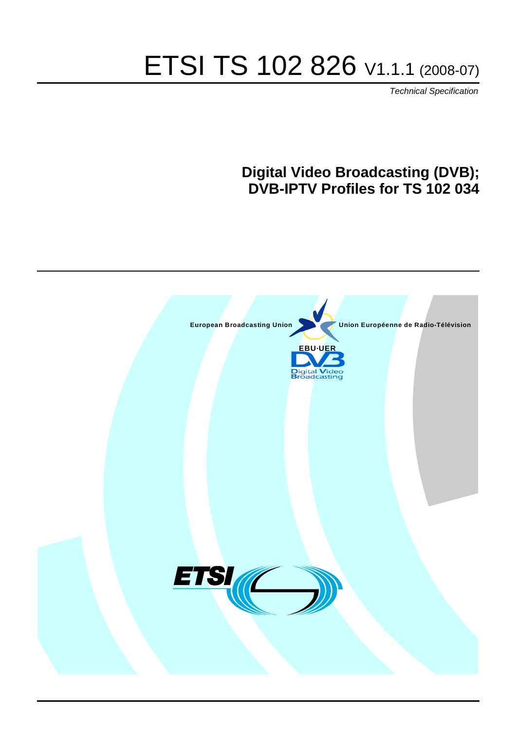# ETSI TS 102 826 V1.1.1 (2008-07)

*Technical Specification*

## Digital Video Broadcasting (DVB); DVB-IPTV Profiles for TS 102 034

European Broadcasting Union

Union Européenne de Radio-Télévision

EBU·UER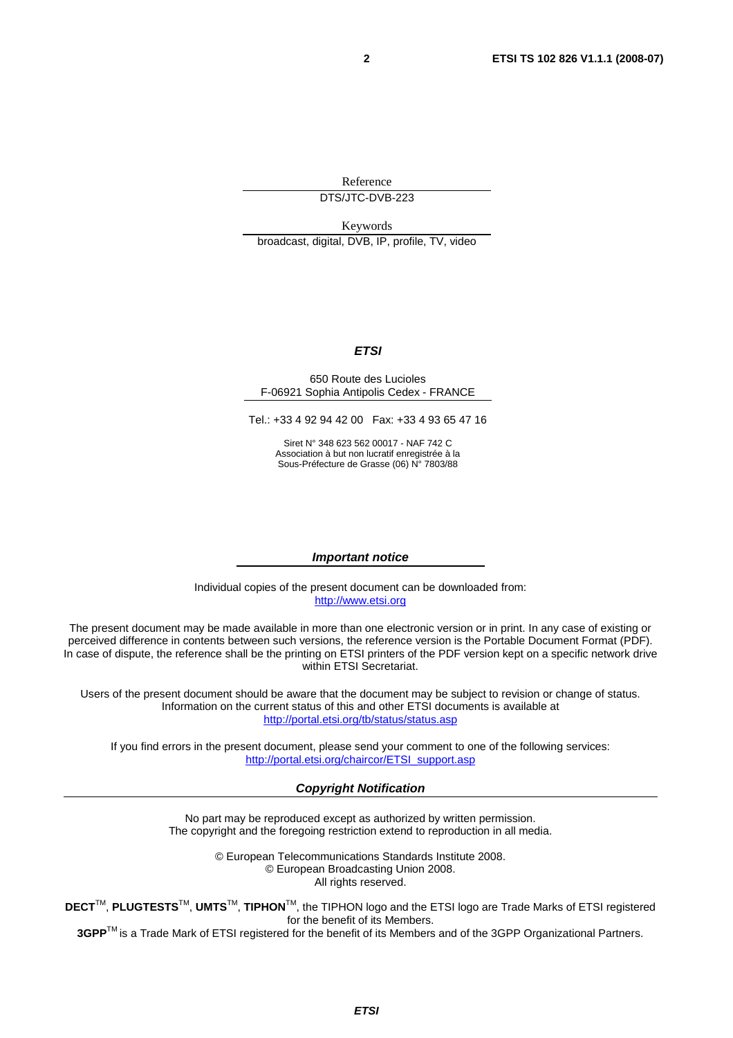Reference

DTS/JTC-DVB-223

Keywords

broadcast, digital, DVB, IP, profile, TV, video

***ETSI***

650 Route des Lucioles
F-06921 Sophia Antipolis Cedex - FRANCE

Tel.: +33 4 92 94 42 00   Fax: +33 4 93 65 47 16

Siret N° 348 623 562 00017 - NAF 742 C
Association à but non lucratif enregistrée à la
Sous-Préfecture de Grasse (06) N° 7803/88

***Important notice***

Individual copies of the present document can be downloaded from:
http://www.etsi.org

The present document may be made available in more than one electronic version or in print. In any case of existing or perceived difference in contents between such versions, the reference version is the Portable Document Format (PDF). In case of dispute, the reference shall be the printing on ETSI printers of the PDF version kept on a specific network drive within ETSI Secretariat.

Users of the present document should be aware that the document may be subject to revision or change of status. Information on the current status of this and other ETSI documents is available at
http://portal.etsi.org/tb/status/status.asp

If you find errors in the present document, please send your comment to one of the following services:
http://portal.etsi.org/chaircor/ETSI_support.asp

***Copyright Notification***

No part may be reproduced except as authorized by written permission.
The copyright and the foregoing restriction extend to reproduction in all media.

© European Telecommunications Standards Institute 2008.
© European Broadcasting Union 2008.
All rights reserved.

**DECT**TM, **PLUGTESTS**TM, **UMTS**TM, **TIPHON**TM, the TIPHON logo and the ETSI logo are Trade Marks of ETSI registered for the benefit of its Members.
**3GPP**TM is a Trade Mark of ETSI registered for the benefit of its Members and of the 3GPP Organizational Partners.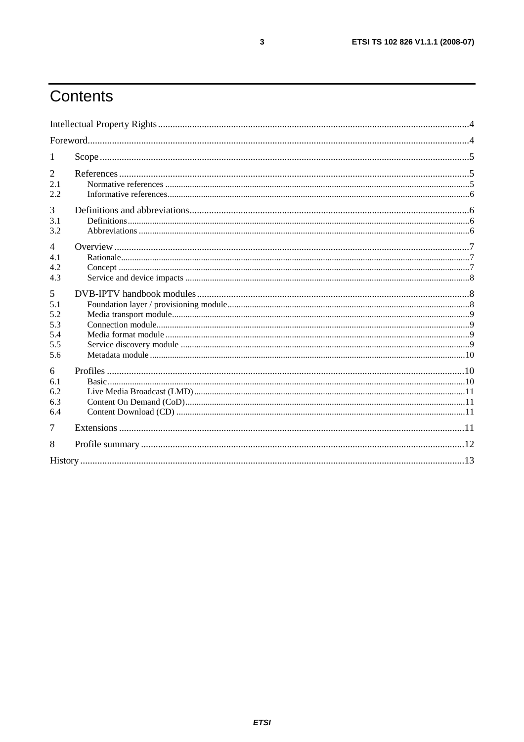# Contents

Intellectual Property Rights ....................................................................................................................4

Foreword...................................................................................................................................................4

1 Scope .....................................................................................................................................................5

2 References .............................................................................................................................................5
2.1 Normative references ..........................................................................................................................5
2.2 Informative references.........................................................................................................................6

3 Definitions and abbreviations...............................................................................................................6
3.1 Definitions............................................................................................................................................6
3.2 Abbreviations .......................................................................................................................................6

4 Overview ...............................................................................................................................................7
4.1 Rationale...............................................................................................................................................7
4.2 Concept ................................................................................................................................................7
4.3 Service and device impacts ..................................................................................................................8

5 DVB-IPTV handbook modules .............................................................................................................8
5.1 Foundation layer / provisioning module..............................................................................................8
5.2 Media transport module.......................................................................................................................9
5.3 Connection module..............................................................................................................................9
5.4 Media format module ..........................................................................................................................9
5.5 Service discovery module ...................................................................................................................9
5.6 Metadata module ...............................................................................................................................10

6 Profiles ................................................................................................................................................10
6.1 Basic...................................................................................................................................................10
6.2 Live Media Broadcast (LMD)............................................................................................................11
6.3 Content On Demand (CoD)...............................................................................................................11
6.4 Content Download (CD) ...................................................................................................................11

7 Extensions ..........................................................................................................................................11

8 Profile summary .................................................................................................................................12

History ....................................................................................................................................................13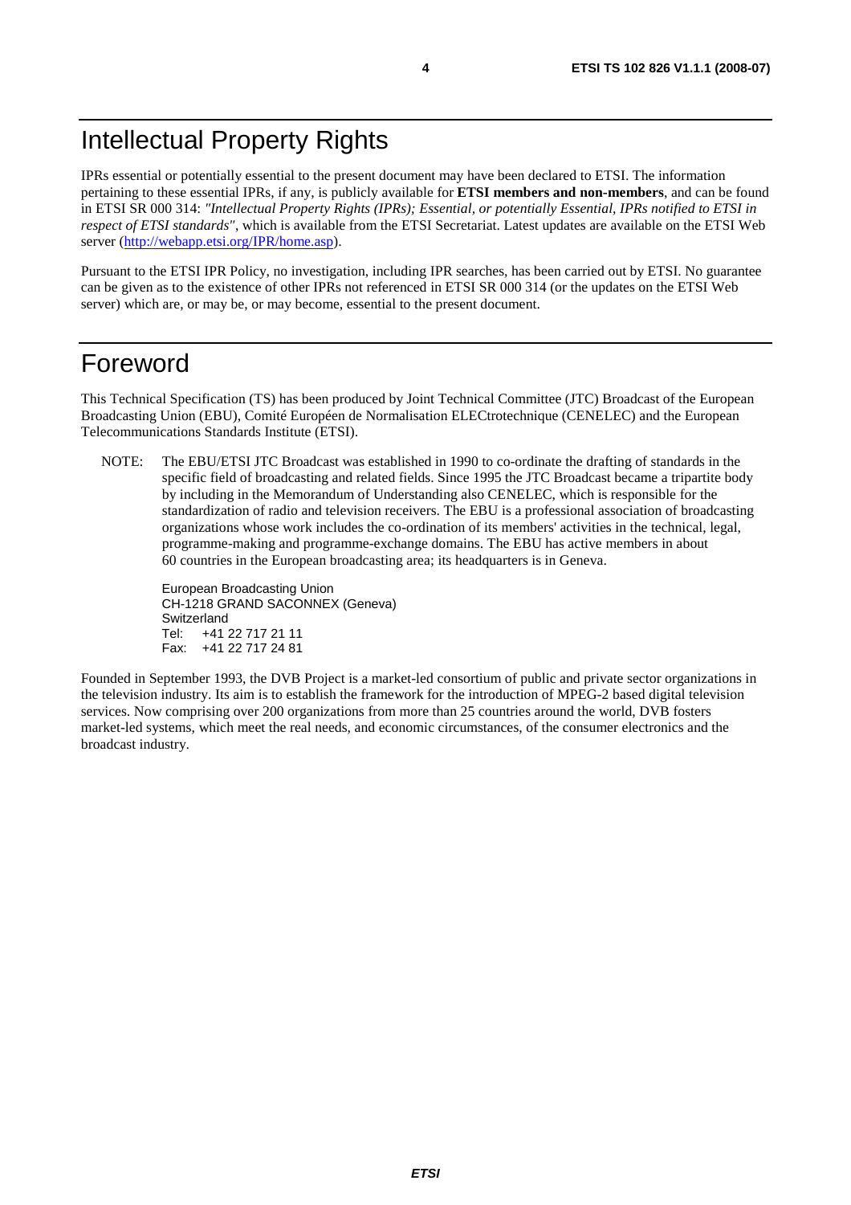# Intellectual Property Rights

IPRs essential or potentially essential to the present document may have been declared to ETSI. The information pertaining to these essential IPRs, if any, is publicly available for **ETSI members and non-members**, and can be found in ETSI SR 000 314: *"Intellectual Property Rights (IPRs); Essential, or potentially Essential, IPRs notified to ETSI in respect of ETSI standards"*, which is available from the ETSI Secretariat. Latest updates are available on the ETSI Web server (http://webapp.etsi.org/IPR/home.asp).

Pursuant to the ETSI IPR Policy, no investigation, including IPR searches, has been carried out by ETSI. No guarantee can be given as to the existence of other IPRs not referenced in ETSI SR 000 314 (or the updates on the ETSI Web server) which are, or may be, or may become, essential to the present document.

# Foreword

This Technical Specification (TS) has been produced by Joint Technical Committee (JTC) Broadcast of the European Broadcasting Union (EBU), Comité Européen de Normalisation ELECtrotechnique (CENELEC) and the European Telecommunications Standards Institute (ETSI).

NOTE: The EBU/ETSI JTC Broadcast was established in 1990 to co-ordinate the drafting of standards in the specific field of broadcasting and related fields. Since 1995 the JTC Broadcast became a tripartite body by including in the Memorandum of Understanding also CENELEC, which is responsible for the standardization of radio and television receivers. The EBU is a professional association of broadcasting organizations whose work includes the co-ordination of its members' activities in the technical, legal, programme-making and programme-exchange domains. The EBU has active members in about 60 countries in the European broadcasting area; its headquarters is in Geneva.

European Broadcasting Union
CH-1218 GRAND SACONNEX (Geneva)
Switzerland
Tel: +41 22 717 21 11
Fax: +41 22 717 24 81

Founded in September 1993, the DVB Project is a market-led consortium of public and private sector organizations in the television industry. Its aim is to establish the framework for the introduction of MPEG-2 based digital television services. Now comprising over 200 organizations from more than 25 countries around the world, DVB fosters market-led systems, which meet the real needs, and economic circumstances, of the consumer electronics and the broadcast industry.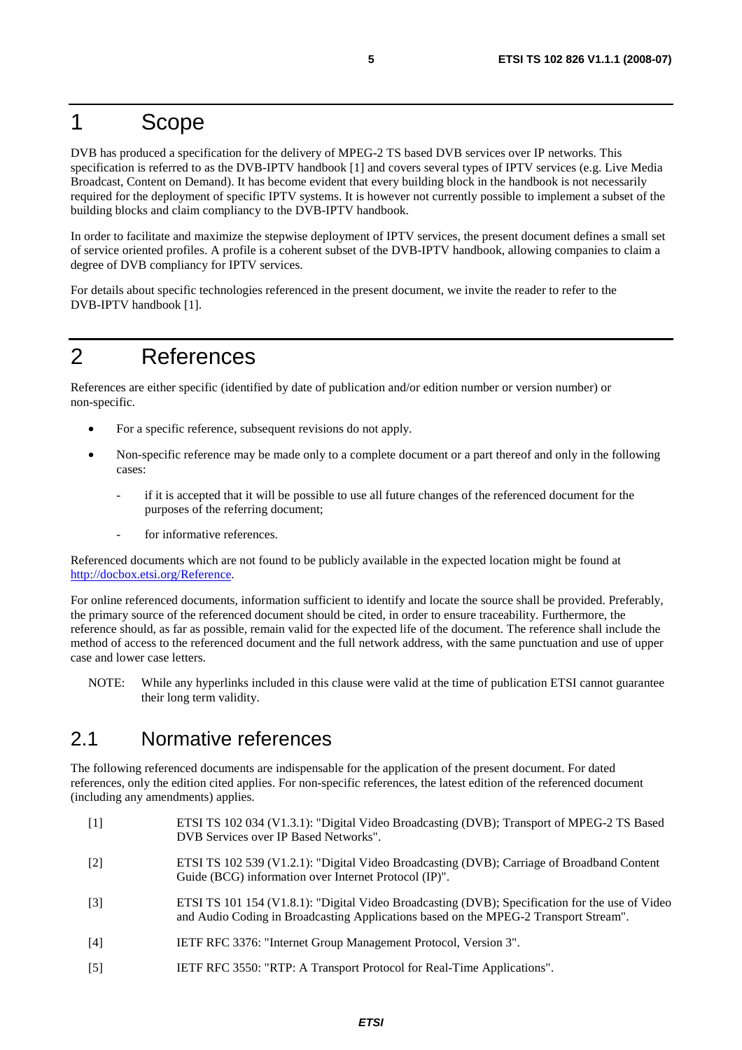# 1 Scope

DVB has produced a specification for the delivery of MPEG-2 TS based DVB services over IP networks. This specification is referred to as the DVB-IPTV handbook [1] and covers several types of IPTV services (e.g. Live Media Broadcast, Content on Demand). It has become evident that every building block in the handbook is not necessarily required for the deployment of specific IPTV systems. It is however not currently possible to implement a subset of the building blocks and claim compliancy to the DVB-IPTV handbook.

In order to facilitate and maximize the stepwise deployment of IPTV services, the present document defines a small set of service oriented profiles. A profile is a coherent subset of the DVB-IPTV handbook, allowing companies to claim a degree of DVB compliancy for IPTV services.

For details about specific technologies referenced in the present document, we invite the reader to refer to the DVB-IPTV handbook [1].

# 2 References

References are either specific (identified by date of publication and/or edition number or version number) or non-specific.

- For a specific reference, subsequent revisions do not apply.
- Non-specific reference may be made only to a complete document or a part thereof and only in the following cases:
  - if it is accepted that it will be possible to use all future changes of the referenced document for the purposes of the referring document;
  - for informative references.

Referenced documents which are not found to be publicly available in the expected location might be found at http://docbox.etsi.org/Reference.

For online referenced documents, information sufficient to identify and locate the source shall be provided. Preferably, the primary source of the referenced document should be cited, in order to ensure traceability. Furthermore, the reference should, as far as possible, remain valid for the expected life of the document. The reference shall include the method of access to the referenced document and the full network address, with the same punctuation and use of upper case and lower case letters.

NOTE: While any hyperlinks included in this clause were valid at the time of publication ETSI cannot guarantee their long term validity.

## 2.1 Normative references

The following referenced documents are indispensable for the application of the present document. For dated references, only the edition cited applies. For non-specific references, the latest edition of the referenced document (including any amendments) applies.

[1] ETSI TS 102 034 (V1.3.1): "Digital Video Broadcasting (DVB); Transport of MPEG-2 TS Based DVB Services over IP Based Networks".

[2] ETSI TS 102 539 (V1.2.1): "Digital Video Broadcasting (DVB); Carriage of Broadband Content Guide (BCG) information over Internet Protocol (IP)".

[3] ETSI TS 101 154 (V1.8.1): "Digital Video Broadcasting (DVB); Specification for the use of Video and Audio Coding in Broadcasting Applications based on the MPEG-2 Transport Stream".

[4] IETF RFC 3376: "Internet Group Management Protocol, Version 3".

[5] IETF RFC 3550: "RTP: A Transport Protocol for Real-Time Applications".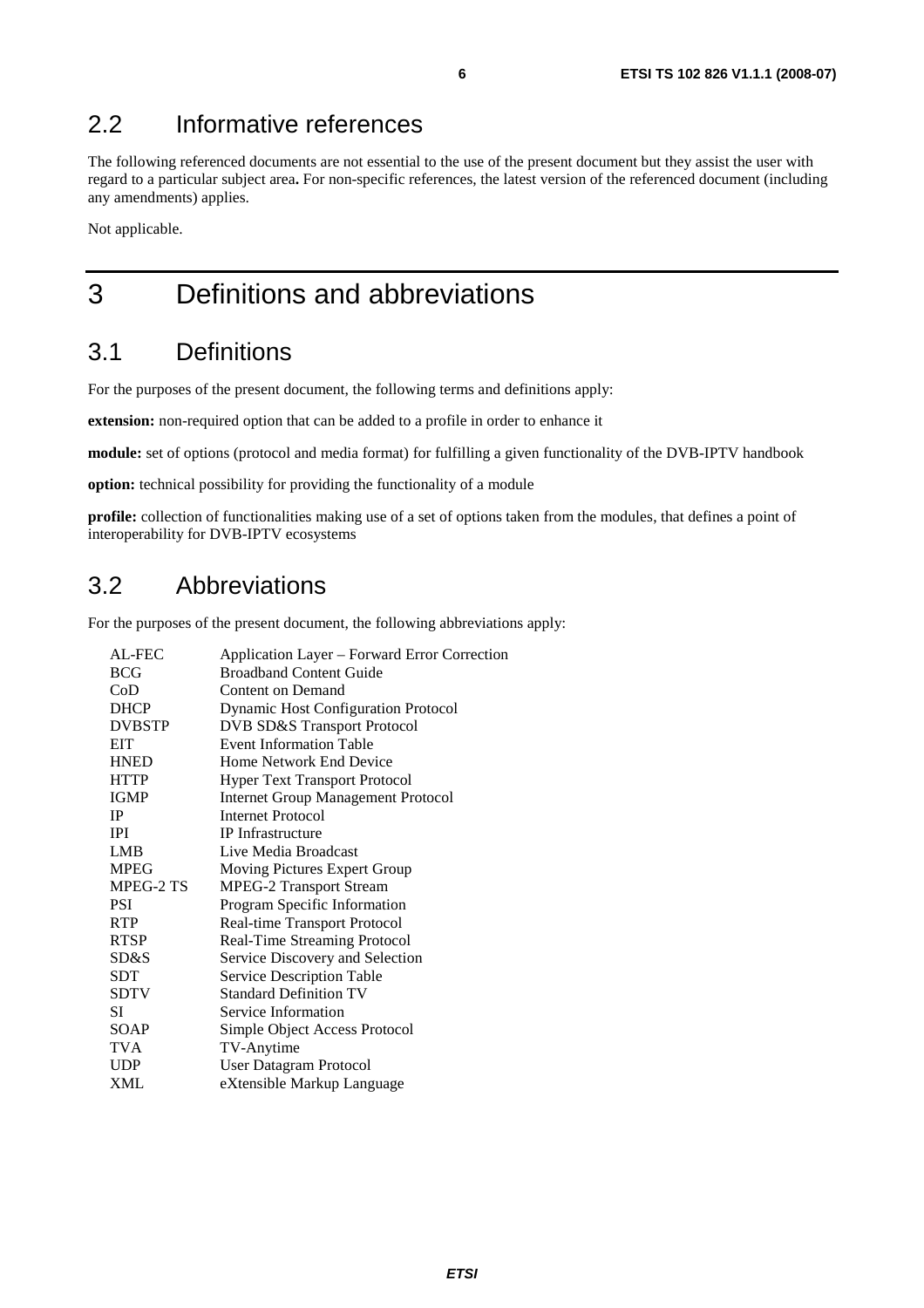## 2.2 Informative references

The following referenced documents are not essential to the use of the present document but they assist the user with regard to a particular subject area**.** For non-specific references, the latest version of the referenced document (including any amendments) applies.

Not applicable.

# 3 Definitions and abbreviations

## 3.1 Definitions

For the purposes of the present document, the following terms and definitions apply:

**extension:** non-required option that can be added to a profile in order to enhance it

**module:** set of options (protocol and media format) for fulfilling a given functionality of the DVB-IPTV handbook

**option:** technical possibility for providing the functionality of a module

**profile:** collection of functionalities making use of a set of options taken from the modules, that defines a point of interoperability for DVB-IPTV ecosystems

## 3.2 Abbreviations

For the purposes of the present document, the following abbreviations apply:

| | |
|---|---|
| AL-FEC | Application Layer – Forward Error Correction |
| BCG | Broadband Content Guide |
| CoD | Content on Demand |
| DHCP | Dynamic Host Configuration Protocol |
| DVBSTP | DVB SD&S Transport Protocol |
| EIT | Event Information Table |
| HNED | Home Network End Device |
| HTTP | Hyper Text Transport Protocol |
| IGMP | Internet Group Management Protocol |
| IP | Internet Protocol |
| IPI | IP Infrastructure |
| LMB | Live Media Broadcast |
| MPEG | Moving Pictures Expert Group |
| MPEG-2 TS | MPEG-2 Transport Stream |
| PSI | Program Specific Information |
| RTP | Real-time Transport Protocol |
| RTSP | Real-Time Streaming Protocol |
| SD&S | Service Discovery and Selection |
| SDT | Service Description Table |
| SDTV | Standard Definition TV |
| SI | Service Information |
| SOAP | Simple Object Access Protocol |
| TVA | TV-Anytime |
| UDP | User Datagram Protocol |
| XML | eXtensible Markup Language |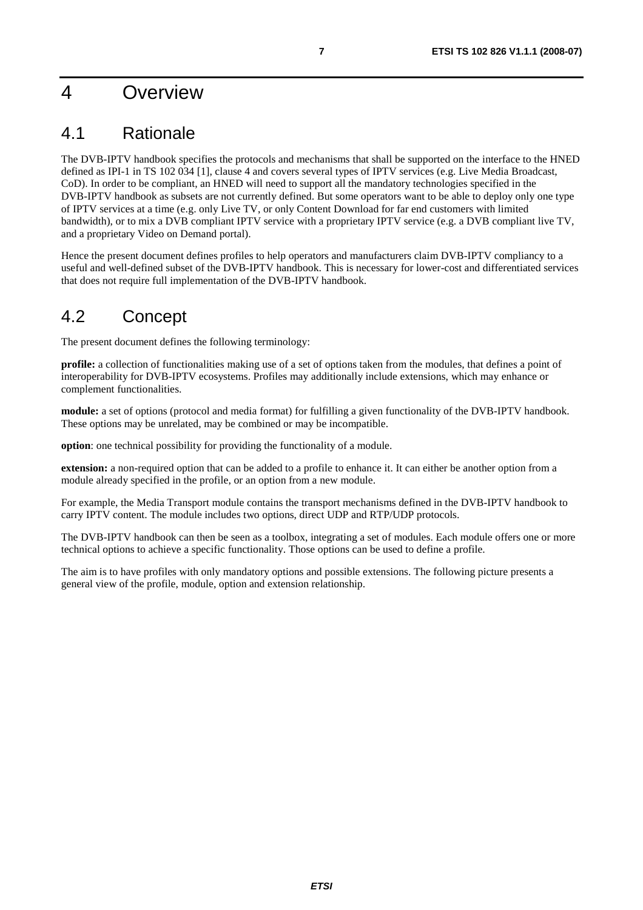# 4 Overview

## 4.1 Rationale

The DVB-IPTV handbook specifies the protocols and mechanisms that shall be supported on the interface to the HNED defined as IPI-1 in TS 102 034 [1], clause 4 and covers several types of IPTV services (e.g. Live Media Broadcast, CoD). In order to be compliant, an HNED will need to support all the mandatory technologies specified in the DVB-IPTV handbook as subsets are not currently defined. But some operators want to be able to deploy only one type of IPTV services at a time (e.g. only Live TV, or only Content Download for far end customers with limited bandwidth), or to mix a DVB compliant IPTV service with a proprietary IPTV service (e.g. a DVB compliant live TV, and a proprietary Video on Demand portal).

Hence the present document defines profiles to help operators and manufacturers claim DVB-IPTV compliancy to a useful and well-defined subset of the DVB-IPTV handbook. This is necessary for lower-cost and differentiated services that does not require full implementation of the DVB-IPTV handbook.

## 4.2 Concept

The present document defines the following terminology:

**profile:** a collection of functionalities making use of a set of options taken from the modules, that defines a point of interoperability for DVB-IPTV ecosystems. Profiles may additionally include extensions, which may enhance or complement functionalities.

**module:** a set of options (protocol and media format) for fulfilling a given functionality of the DVB-IPTV handbook. These options may be unrelated, may be combined or may be incompatible.

**option**: one technical possibility for providing the functionality of a module.

**extension:** a non-required option that can be added to a profile to enhance it. It can either be another option from a module already specified in the profile, or an option from a new module.

For example, the Media Transport module contains the transport mechanisms defined in the DVB-IPTV handbook to carry IPTV content. The module includes two options, direct UDP and RTP/UDP protocols.

The DVB-IPTV handbook can then be seen as a toolbox, integrating a set of modules. Each module offers one or more technical options to achieve a specific functionality. Those options can be used to define a profile.

The aim is to have profiles with only mandatory options and possible extensions. The following picture presents a general view of the profile, module, option and extension relationship.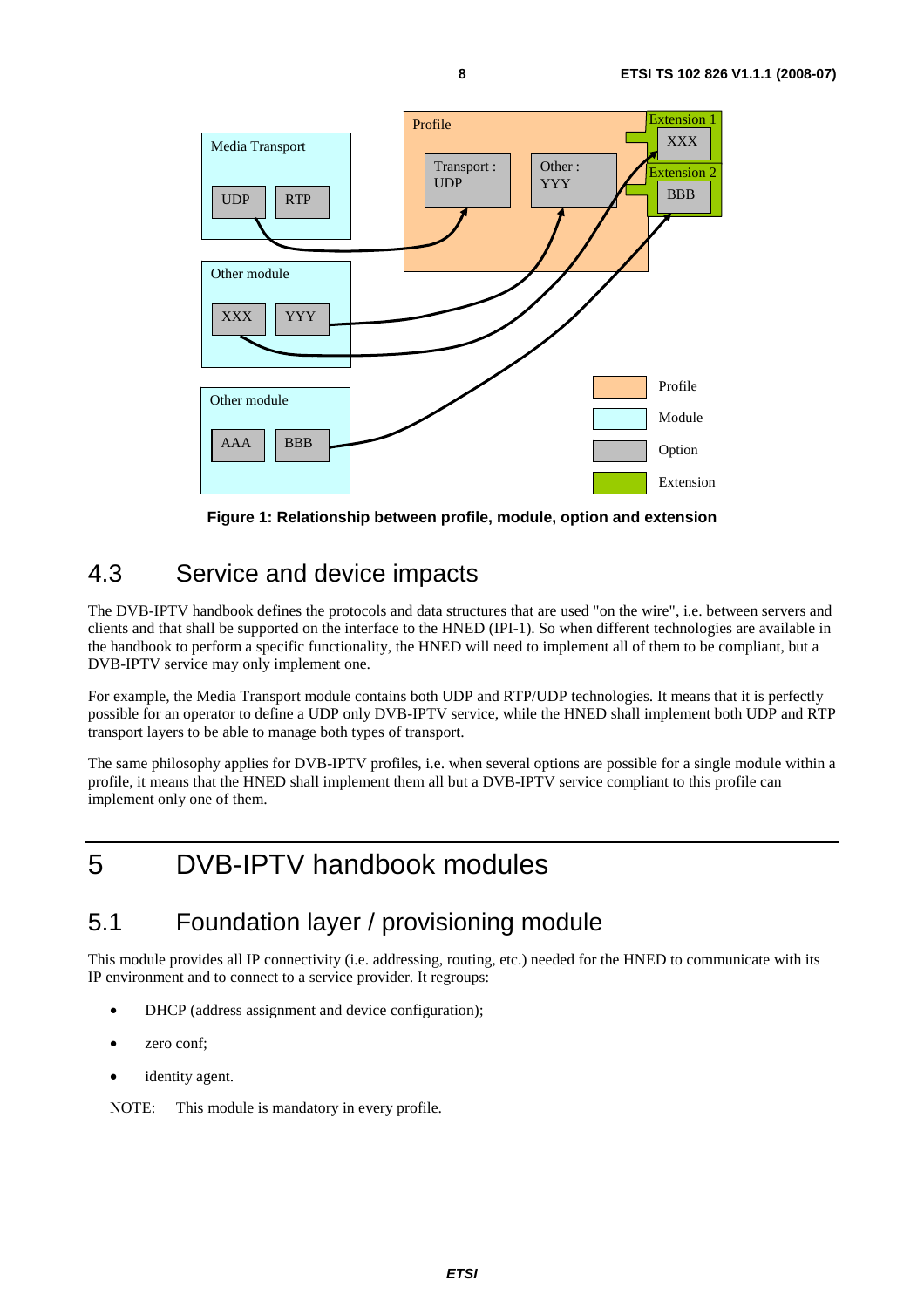Figure 1: Relationship between profile, module, option and extension

## 4.3 Service and device impacts

The DVB-IPTV handbook defines the protocols and data structures that are used "on the wire", i.e. between servers and clients and that shall be supported on the interface to the HNED (IPI-1). So when different technologies are available in the handbook to perform a specific functionality, the HNED will need to implement all of them to be compliant, but a DVB-IPTV service may only implement one.

For example, the Media Transport module contains both UDP and RTP/UDP technologies. It means that it is perfectly possible for an operator to define a UDP only DVB-IPTV service, while the HNED shall implement both UDP and RTP transport layers to be able to manage both types of transport.

The same philosophy applies for DVB-IPTV profiles, i.e. when several options are possible for a single module within a profile, it means that the HNED shall implement them all but a DVB-IPTV service compliant to this profile can implement only one of them.

# 5 DVB-IPTV handbook modules

## 5.1 Foundation layer / provisioning module

This module provides all IP connectivity (i.e. addressing, routing, etc.) needed for the HNED to communicate with its IP environment and to connect to a service provider. It regroups:

- DHCP (address assignment and device configuration);
- zero conf;
- identity agent.

NOTE: This module is mandatory in every profile.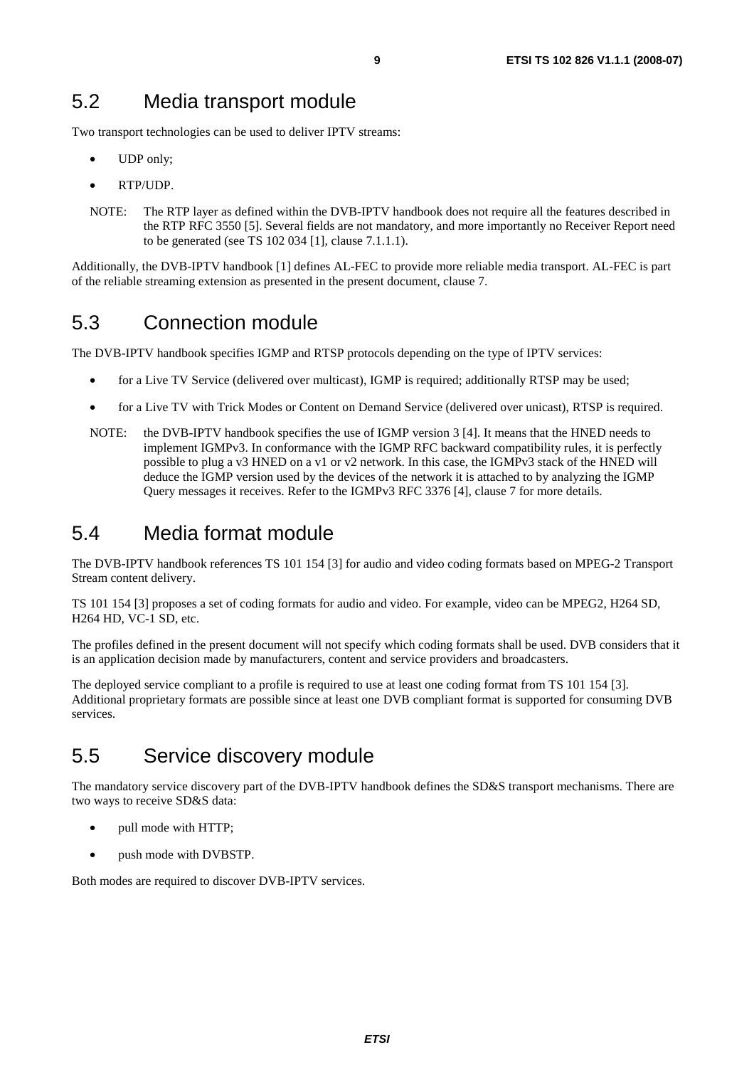## 5.2 Media transport module

Two transport technologies can be used to deliver IPTV streams:

- UDP only;
- RTP/UDP.

NOTE: The RTP layer as defined within the DVB-IPTV handbook does not require all the features described in the RTP RFC 3550 [5]. Several fields are not mandatory, and more importantly no Receiver Report need to be generated (see TS 102 034 [1], clause 7.1.1.1).

Additionally, the DVB-IPTV handbook [1] defines AL-FEC to provide more reliable media transport. AL-FEC is part of the reliable streaming extension as presented in the present document, clause 7.

## 5.3 Connection module

The DVB-IPTV handbook specifies IGMP and RTSP protocols depending on the type of IPTV services:

- for a Live TV Service (delivered over multicast), IGMP is required; additionally RTSP may be used;
- for a Live TV with Trick Modes or Content on Demand Service (delivered over unicast), RTSP is required.

NOTE: the DVB-IPTV handbook specifies the use of IGMP version 3 [4]. It means that the HNED needs to implement IGMPv3. In conformance with the IGMP RFC backward compatibility rules, it is perfectly possible to plug a v3 HNED on a v1 or v2 network. In this case, the IGMPv3 stack of the HNED will deduce the IGMP version used by the devices of the network it is attached to by analyzing the IGMP Query messages it receives. Refer to the IGMPv3 RFC 3376 [4], clause 7 for more details.

## 5.4 Media format module

The DVB-IPTV handbook references TS 101 154 [3] for audio and video coding formats based on MPEG-2 Transport Stream content delivery.

TS 101 154 [3] proposes a set of coding formats for audio and video. For example, video can be MPEG2, H264 SD, H264 HD, VC-1 SD, etc.

The profiles defined in the present document will not specify which coding formats shall be used. DVB considers that it is an application decision made by manufacturers, content and service providers and broadcasters.

The deployed service compliant to a profile is required to use at least one coding format from TS 101 154 [3]. Additional proprietary formats are possible since at least one DVB compliant format is supported for consuming DVB services.

## 5.5 Service discovery module

The mandatory service discovery part of the DVB-IPTV handbook defines the SD&S transport mechanisms. There are two ways to receive SD&S data:

- pull mode with HTTP;
- push mode with DVBSTP.

Both modes are required to discover DVB-IPTV services.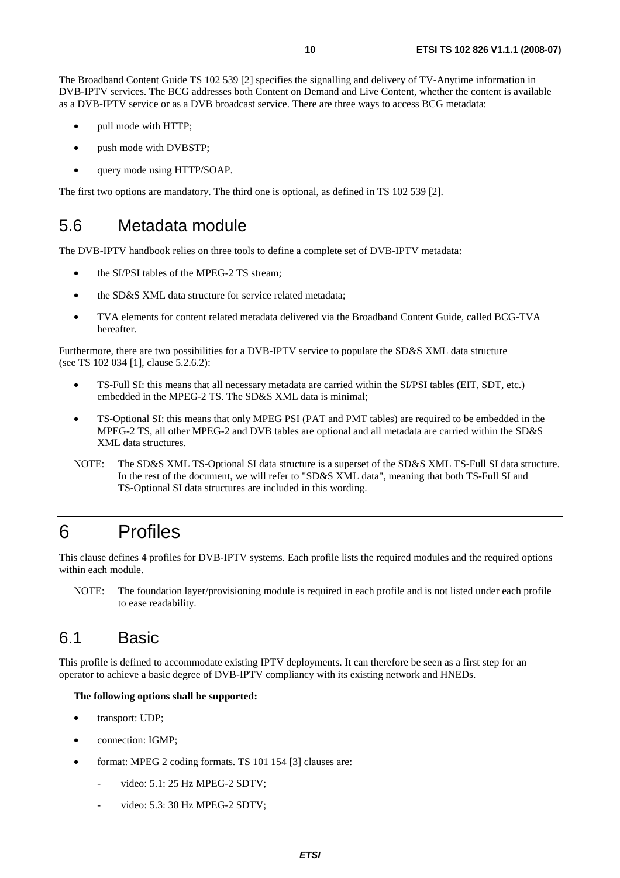The Broadband Content Guide TS 102 539 [2] specifies the signalling and delivery of TV-Anytime information in DVB-IPTV services. The BCG addresses both Content on Demand and Live Content, whether the content is available as a DVB-IPTV service or as a DVB broadcast service. There are three ways to access BCG metadata:

- pull mode with HTTP;
- push mode with DVBSTP;
- query mode using HTTP/SOAP.

The first two options are mandatory. The third one is optional, as defined in TS 102 539 [2].

## 5.6 Metadata module

The DVB-IPTV handbook relies on three tools to define a complete set of DVB-IPTV metadata:

- the SI/PSI tables of the MPEG-2 TS stream;
- the SD&S XML data structure for service related metadata;
- TVA elements for content related metadata delivered via the Broadband Content Guide, called BCG-TVA hereafter.

Furthermore, there are two possibilities for a DVB-IPTV service to populate the SD&S XML data structure (see TS 102 034 [1], clause 5.2.6.2):

- TS-Full SI: this means that all necessary metadata are carried within the SI/PSI tables (EIT, SDT, etc.) embedded in the MPEG-2 TS. The SD&S XML data is minimal;
- TS-Optional SI: this means that only MPEG PSI (PAT and PMT tables) are required to be embedded in the MPEG-2 TS, all other MPEG-2 and DVB tables are optional and all metadata are carried within the SD&S XML data structures.

NOTE: The SD&S XML TS-Optional SI data structure is a superset of the SD&S XML TS-Full SI data structure. In the rest of the document, we will refer to "SD&S XML data", meaning that both TS-Full SI and TS-Optional SI data structures are included in this wording.

# 6 Profiles

This clause defines 4 profiles for DVB-IPTV systems. Each profile lists the required modules and the required options within each module.

NOTE: The foundation layer/provisioning module is required in each profile and is not listed under each profile to ease readability.

## 6.1 Basic

This profile is defined to accommodate existing IPTV deployments. It can therefore be seen as a first step for an operator to achieve a basic degree of DVB-IPTV compliancy with its existing network and HNEDs.

**The following options shall be supported:**

- transport: UDP;
- connection: IGMP;
- format: MPEG 2 coding formats. TS 101 154 [3] clauses are:
    - video: 5.1: 25 Hz MPEG-2 SDTV;
    - video: 5.3: 30 Hz MPEG-2 SDTV;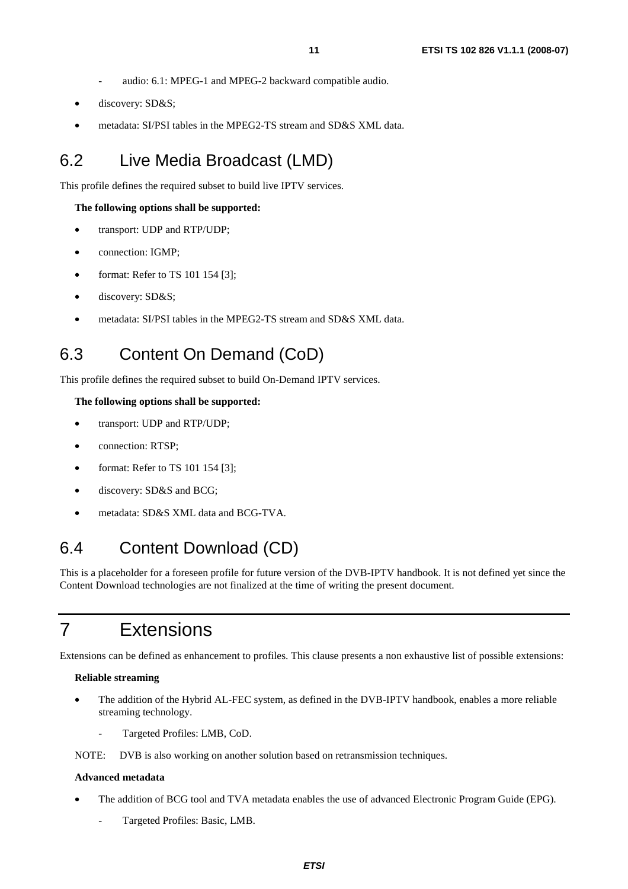- audio: 6.1: MPEG-1 and MPEG-2 backward compatible audio.
- discovery: SD&S;
- metadata: SI/PSI tables in the MPEG2-TS stream and SD&S XML data.

## 6.2 Live Media Broadcast (LMD)

This profile defines the required subset to build live IPTV services.

**The following options shall be supported:**

- transport: UDP and RTP/UDP;
- connection: IGMP;
- format: Refer to TS 101 154 [3];
- discovery: SD&S;
- metadata: SI/PSI tables in the MPEG2-TS stream and SD&S XML data.

## 6.3 Content On Demand (CoD)

This profile defines the required subset to build On-Demand IPTV services.

**The following options shall be supported:**

- transport: UDP and RTP/UDP;
- connection: RTSP;
- format: Refer to TS 101 154 [3];
- discovery: SD&S and BCG;
- metadata: SD&S XML data and BCG-TVA.

## 6.4 Content Download (CD)

This is a placeholder for a foreseen profile for future version of the DVB-IPTV handbook. It is not defined yet since the Content Download technologies are not finalized at the time of writing the present document.

# 7 Extensions

Extensions can be defined as enhancement to profiles. This clause presents a non exhaustive list of possible extensions:

**Reliable streaming**

- The addition of the Hybrid AL-FEC system, as defined in the DVB-IPTV handbook, enables a more reliable streaming technology.
  - Targeted Profiles: LMB, CoD.

NOTE: DVB is also working on another solution based on retransmission techniques.

**Advanced metadata**

- The addition of BCG tool and TVA metadata enables the use of advanced Electronic Program Guide (EPG).
  - Targeted Profiles: Basic, LMB.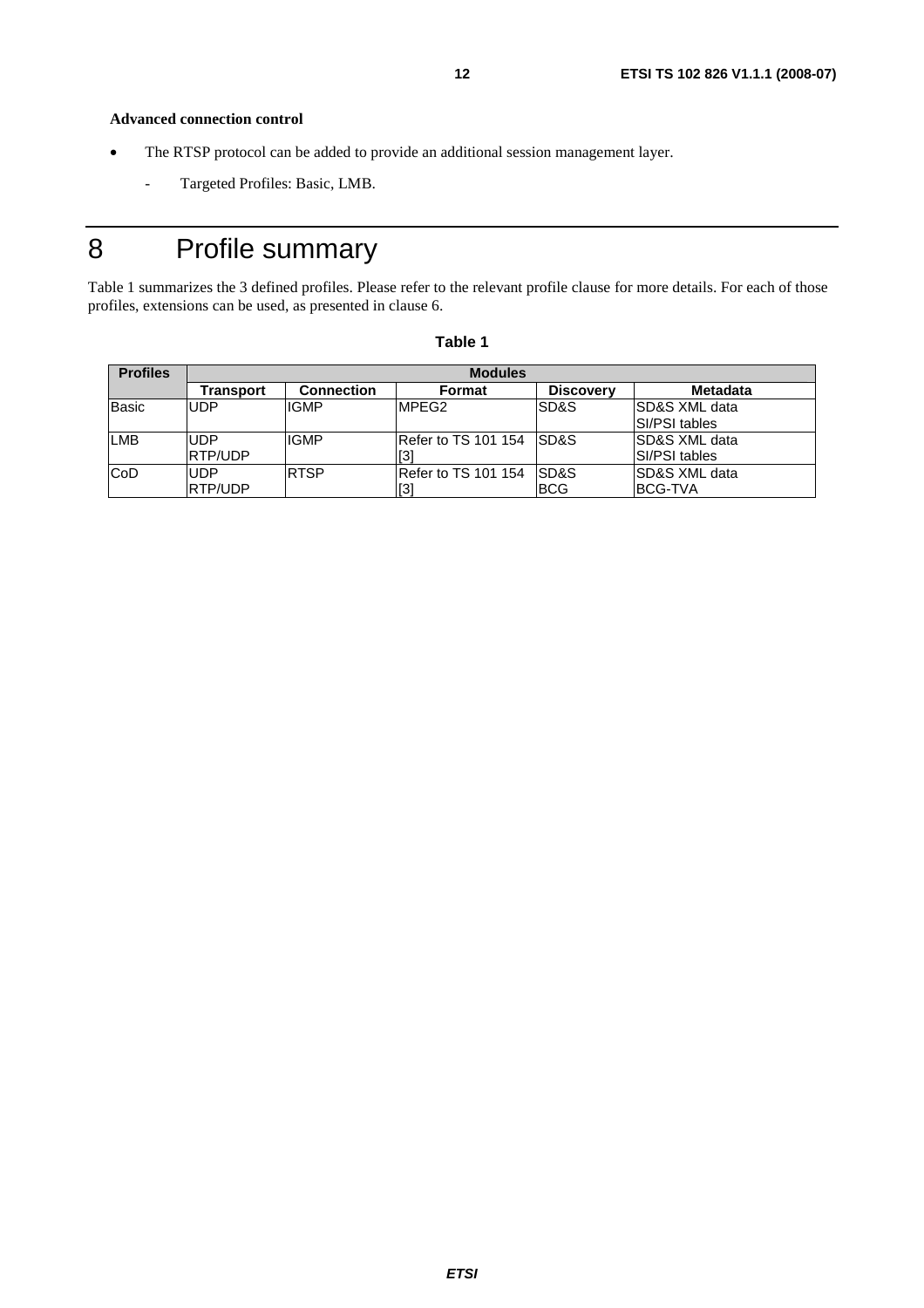**Advanced connection control**

- The RTSP protocol can be added to provide an additional session management layer.
  - Targeted Profiles: Basic, LMB.

# 8 Profile summary

Table 1 summarizes the 3 defined profiles. Please refer to the relevant profile clause for more details. For each of those profiles, extensions can be used, as presented in clause 6.

**Table 1**

| Profiles | Modules | | | | |
|---|---|---|---|---|---|
| | **Transport** | **Connection** | **Format** | **Discovery** | **Metadata** |
| Basic | UDP | IGMP | MPEG2 | SD&S | SD&S XML data<br>SI/PSI tables |
| LMB | UDP<br>RTP/UDP | IGMP | Refer to TS 101 154 [3] | SD&S | SD&S XML data<br>SI/PSI tables |
| CoD | UDP<br>RTP/UDP | RTSP | Refer to TS 101 154 [3] | SD&S<br>BCG | SD&S XML data<br>BCG-TVA |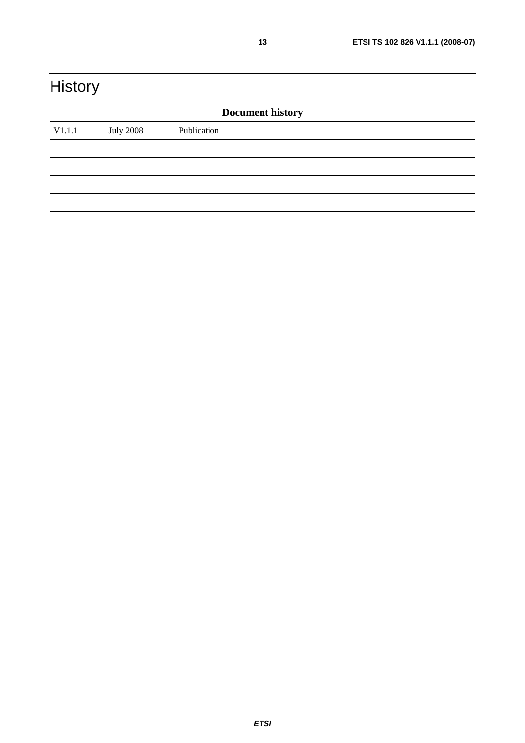# History

| Document history | | |
|---|---|---|
| V1.1.1 | July 2008 | Publication |
| | | |
| | | |
| | | |
| | | |